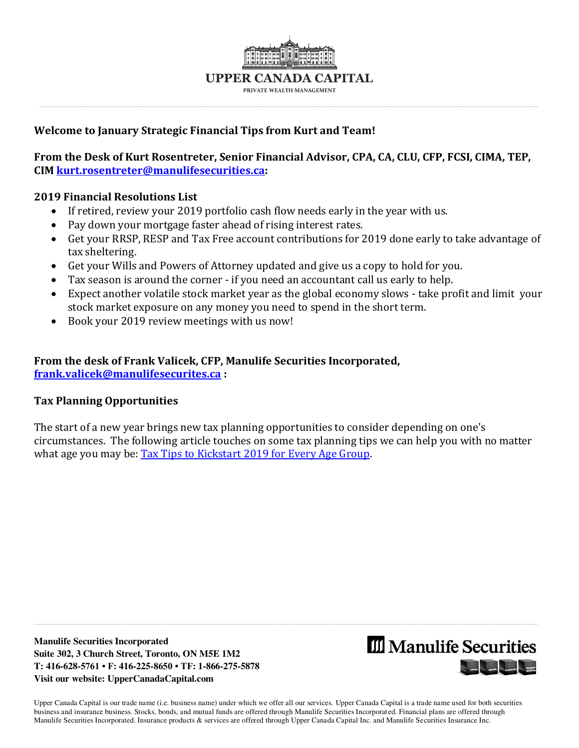# UPPER CANADA CAPITAL

PRIVATE WEALTH MANAGEMENT

**Welcome to January Strategic Financial Tips from Kurt and Team!**

**From the Desk of Kurt Rosentreter, Senior Financial Advisor, CPA, CA, CLU, CFP, FCSI, CIMA, TEP, CIM [kurt.rosentreter@manulifesecurities.ca](mailto:kurt.rosentreter@manulifesecurities.ca):**

**2019 Financial Resolutions List**

- If retired, review your 2019 portfolio cash flow needs early in the year with us.
- Pay down your mortgage faster ahead of rising interest rates.
- Get your RRSP, RESP and Tax Free account contributions for 2019 done early to take advantage of tax sheltering.
- Get your Wills and Powers of Attorney updated and give us a copy to hold for you.
- Tax season is around the corner - if you need an accountant call us early to help.
- Expect another volatile stock market year as the global economy slows - take profit and limit your stock market exposure on any money you need to spend in the short term.
- Book your 2019 review meetings with us now!

**From the desk of Frank Valicek, CFP, Manulife Securities Incorporated, [frank.valicek@manulifesecurites.ca](mailto:frank.valicek@manulifesecurites.ca) :**

**Tax Planning Opportunities**

The start of a new year brings new tax planning opportunities to consider depending on one's circumstances. The following article touches on some tax planning tips we can help you with no matter what age you may be: Tax Tips to Kickstart 2019 for Every Age Group.

**Manulife Securities Incorporated**
**Suite 302, 3 Church Street, Toronto, ON M5E 1M2**
**T: 416-628-5761 • F: 416-225-8650 • TF: 1-866-275-5878**
**Visit our website: UpperCanadaCapital.com**

Manulife Securities

Upper Canada Capital is our trade name (i.e. business name) under which we offer all our services. Upper Canada Capital is a trade name used for both securities business and insurance business. Stocks, bonds, and mutual funds are offered through Manulife Securities Incorporated. Financial plans are offered through Manulife Securities Incorporated. Insurance products & services are offered through Upper Canada Capital Inc. and Manulife Securities Insurance Inc.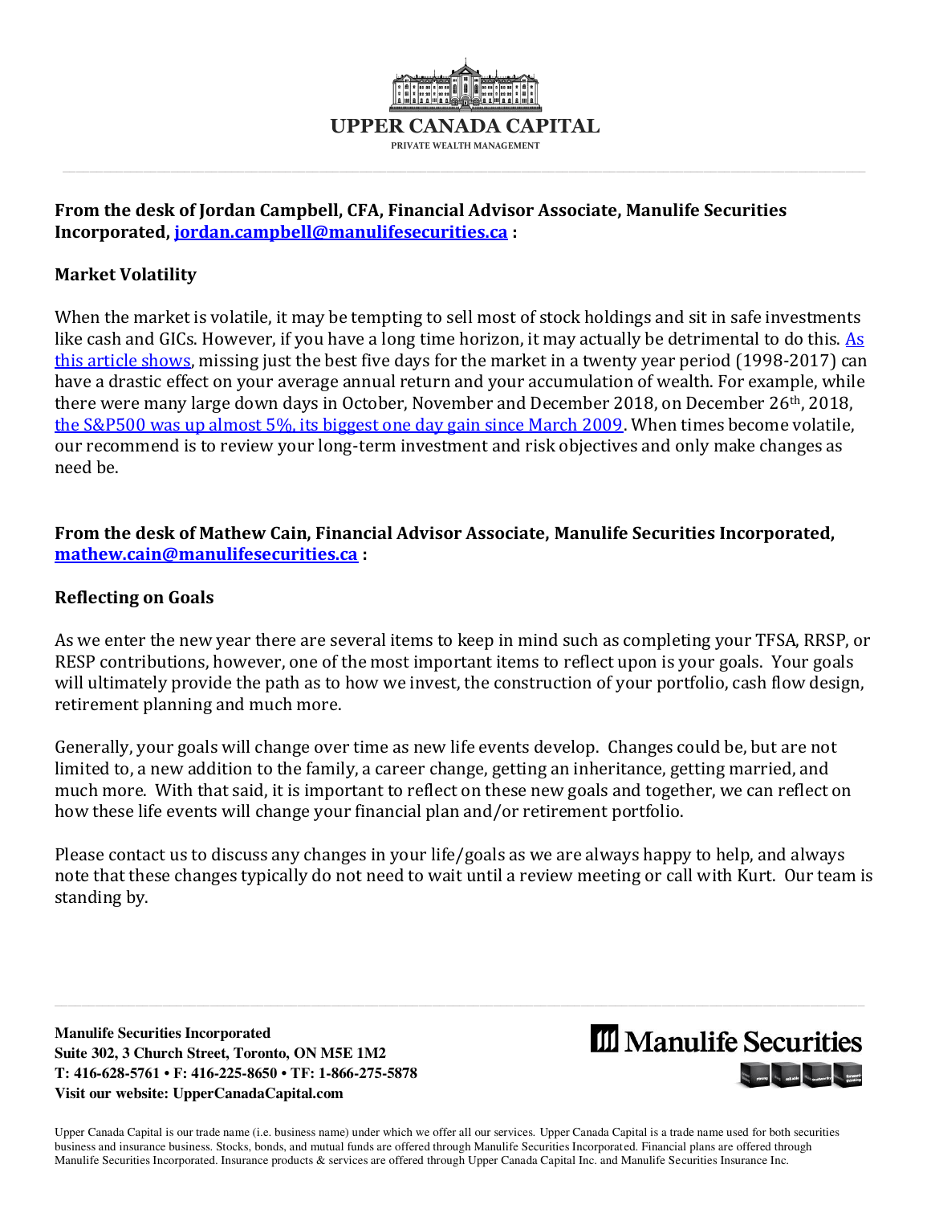UPPER CANADA CAPITAL

PRIVATE WEALTH MANAGEMENT

**From the desk of Jordan Campbell, CFA, Financial Advisor Associate, Manulife Securities Incorporated, jordan.campbell@manulifesecurities.ca :**

**Market Volatility**

When the market is volatile, it may be tempting to sell most of stock holdings and sit in safe investments like cash and GICs. However, if you have a long time horizon, it may actually be detrimental to do this. As this article shows, missing just the best five days for the market in a twenty year period (1998-2017) can have a drastic effect on your average annual return and your accumulation of wealth. For example, while there were many large down days in October, November and December 2018, on December 26th, 2018, the S&P500 was up almost 5%, its biggest one day gain since March 2009. When times become volatile, our recommend is to review your long-term investment and risk objectives and only make changes as need be.

**From the desk of Mathew Cain, Financial Advisor Associate, Manulife Securities Incorporated, mathew.cain@manulifesecurities.ca :**

**Reflecting on Goals**

As we enter the new year there are several items to keep in mind such as completing your TFSA, RRSP, or RESP contributions, however, one of the most important items to reflect upon is your goals. Your goals will ultimately provide the path as to how we invest, the construction of your portfolio, cash flow design, retirement planning and much more.

Generally, your goals will change over time as new life events develop. Changes could be, but are not limited to, a new addition to the family, a career change, getting an inheritance, getting married, and much more. With that said, it is important to reflect on these new goals and together, we can reflect on how these life events will change your financial plan and/or retirement portfolio.

Please contact us to discuss any changes in your life/goals as we are always happy to help, and always note that these changes typically do not need to wait until a review meeting or call with Kurt. Our team is standing by.

**Manulife Securities Incorporated**
**Suite 302, 3 Church Street, Toronto, ON M5E 1M2**
**T: 416-628-5761 • F: 416-225-8650 • TF: 1-866-275-5878**
**Visit our website: UpperCanadaCapital.com**

Manulife Securities

Upper Canada Capital is our trade name (i.e. business name) under which we offer all our services. Upper Canada Capital is a trade name used for both securities business and insurance business. Stocks, bonds, and mutual funds are offered through Manulife Securities Incorporated. Financial plans are offered through Manulife Securities Incorporated. Insurance products & services are offered through Upper Canada Capital Inc. and Manulife Securities Insurance Inc.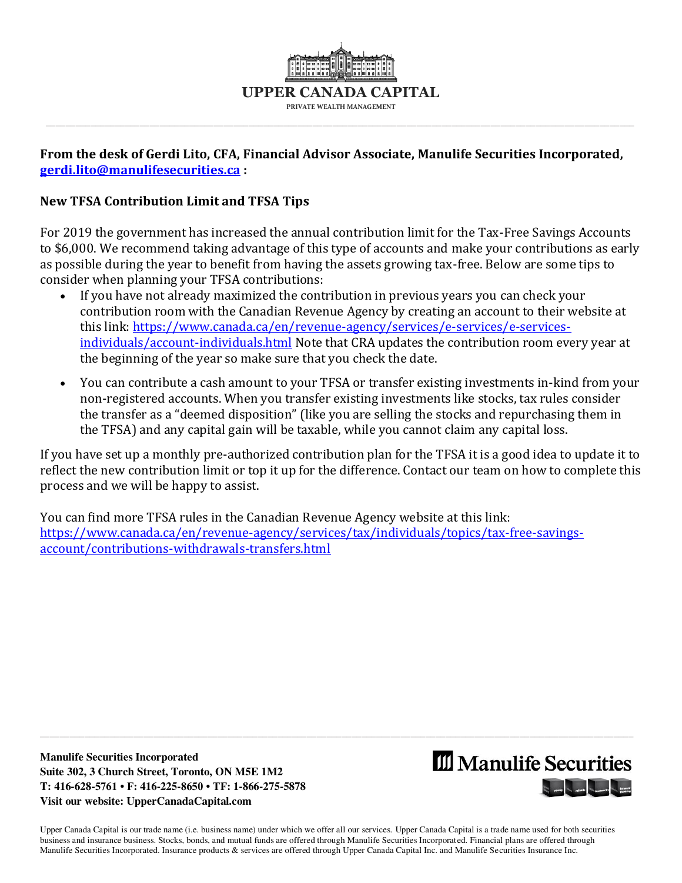**UPPER CANADA CAPITAL**

PRIVATE WEALTH MANAGEMENT

**From the desk of Gerdi Lito, CFA, Financial Advisor Associate, Manulife Securities Incorporated, gerdi.lito@manulifesecurities.ca :**

## New TFSA Contribution Limit and TFSA Tips

For 2019 the government has increased the annual contribution limit for the Tax-Free Savings Accounts to $6,000. We recommend taking advantage of this type of accounts and make your contributions as early as possible during the year to benefit from having the assets growing tax-free. Below are some tips to consider when planning your TFSA contributions:

- If you have not already maximized the contribution in previous years you can check your contribution room with the Canadian Revenue Agency by creating an account to their website at this link: https://www.canada.ca/en/revenue-agency/services/e-services/e-services-individuals/account-individuals.html Note that CRA updates the contribution room every year at the beginning of the year so make sure that you check the date.
- You can contribute a cash amount to your TFSA or transfer existing investments in-kind from your non-registered accounts. When you transfer existing investments like stocks, tax rules consider the transfer as a "deemed disposition" (like you are selling the stocks and repurchasing them in the TFSA) and any capital gain will be taxable, while you cannot claim any capital loss.

If you have set up a monthly pre-authorized contribution plan for the TFSA it is a good idea to update it to reflect the new contribution limit or top it up for the difference. Contact our team on how to complete this process and we will be happy to assist.

You can find more TFSA rules in the Canadian Revenue Agency website at this link: https://www.canada.ca/en/revenue-agency/services/tax/individuals/topics/tax-free-savings-account/contributions-withdrawals-transfers.html

**Manulife Securities Incorporated**
**Suite 302, 3 Church Street, Toronto, ON M5E 1M2**
**T: 416-628-5761 • F: 416-225-8650 • TF: 1-866-275-5878**
**Visit our website: UpperCanadaCapital.com**

Manulife Securities

Upper Canada Capital is our trade name (i.e. business name) under which we offer all our services. Upper Canada Capital is a trade name used for both securities business and insurance business. Stocks, bonds, and mutual funds are offered through Manulife Securities Incorporated. Financial plans are offered through Manulife Securities Incorporated. Insurance products & services are offered through Upper Canada Capital Inc. and Manulife Securities Insurance Inc.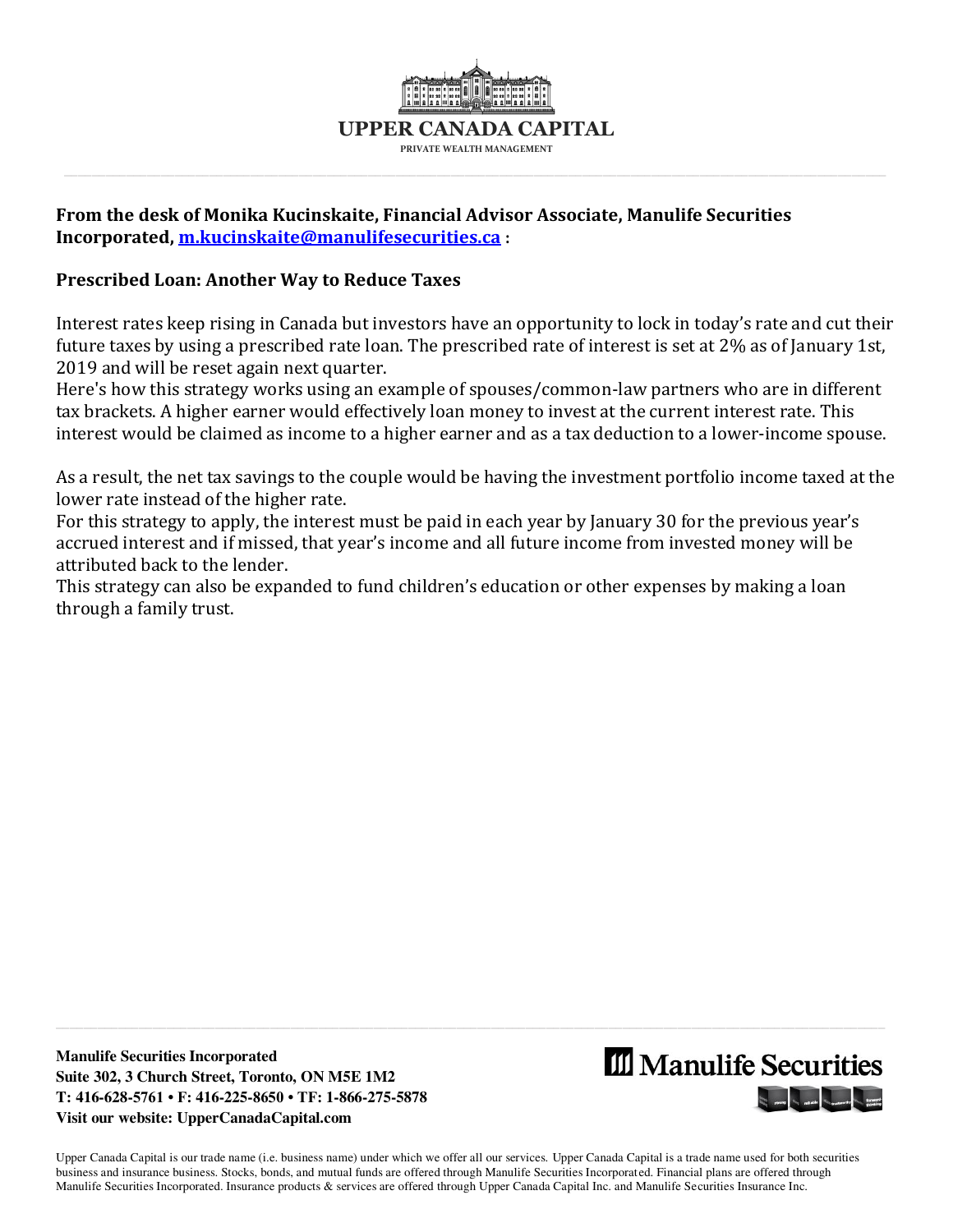UPPER CANADA CAPITAL

PRIVATE WEALTH MANAGEMENT

**From the desk of Monika Kucinskaite, Financial Advisor Associate, Manulife Securities Incorporated, [m.kucinskaite@manulifesecurities.ca](mailto:m.kucinskaite@manulifesecurities.ca) :**

## Prescribed Loan: Another Way to Reduce Taxes

Interest rates keep rising in Canada but investors have an opportunity to lock in today's rate and cut their future taxes by using a prescribed rate loan. The prescribed rate of interest is set at 2% as of January 1st, 2019 and will be reset again next quarter.

Here's how this strategy works using an example of spouses/common-law partners who are in different tax brackets. A higher earner would effectively loan money to invest at the current interest rate. This interest would be claimed as income to a higher earner and as a tax deduction to a lower-income spouse.

As a result, the net tax savings to the couple would be having the investment portfolio income taxed at the lower rate instead of the higher rate.

For this strategy to apply, the interest must be paid in each year by January 30 for the previous year's accrued interest and if missed, that year's income and all future income from invested money will be attributed back to the lender.

This strategy can also be expanded to fund children's education or other expenses by making a loan through a family trust.

**Manulife Securities Incorporated**
**Suite 302, 3 Church Street, Toronto, ON M5E 1M2**
**T: 416-628-5761 • F: 416-225-8650 • TF: 1-866-275-5878**
**Visit our website: UpperCanadaCapital.com**

Manulife Securities

Upper Canada Capital is our trade name (i.e. business name) under which we offer all our services. Upper Canada Capital is a trade name used for both securities business and insurance business. Stocks, bonds, and mutual funds are offered through Manulife Securities Incorporated. Financial plans are offered through Manulife Securities Incorporated. Insurance products & services are offered through Upper Canada Capital Inc. and Manulife Securities Insurance Inc.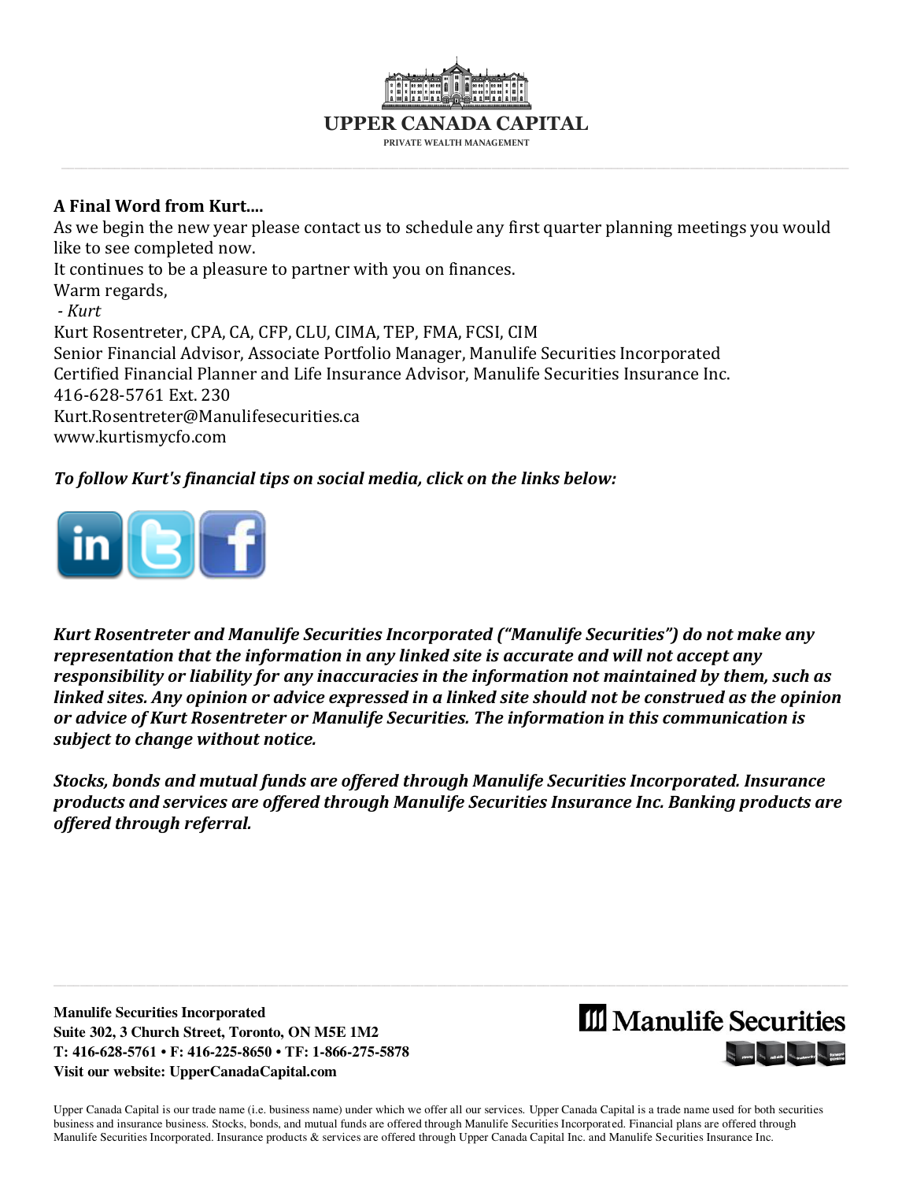# UPPER CANADA CAPITAL

PRIVATE WEALTH MANAGEMENT

**A Final Word from Kurt....**

As we begin the new year please contact us to schedule any first quarter planning meetings you would like to see completed now.

It continues to be a pleasure to partner with you on finances.

Warm regards,

- *Kurt*

Kurt Rosentreter, CPA, CA, CFP, CLU, CIMA, TEP, FMA, FCSI, CIM
Senior Financial Advisor, Associate Portfolio Manager, Manulife Securities Incorporated
Certified Financial Planner and Life Insurance Advisor, Manulife Securities Insurance Inc.
416-628-5761 Ext. 230
Kurt.Rosentreter@Manulifesecurities.ca
www.kurtismycfo.com

***To follow Kurt's financial tips on social media, click on the links below:***

***Kurt Rosentreter and Manulife Securities Incorporated ("Manulife Securities") do not make any representation that the information in any linked site is accurate and will not accept any responsibility or liability for any inaccuracies in the information not maintained by them, such as linked sites. Any opinion or advice expressed in a linked site should not be construed as the opinion or advice of Kurt Rosentreter or Manulife Securities. The information in this communication is subject to change without notice.***

***Stocks, bonds and mutual funds are offered through Manulife Securities Incorporated. Insurance products and services are offered through Manulife Securities Insurance Inc. Banking products are offered through referral.***

**Manulife Securities Incorporated**
**Suite 302, 3 Church Street, Toronto, ON M5E 1M2**
**T: 416-628-5761 • F: 416-225-8650 • TF: 1-866-275-5878**
**Visit our website: UpperCanadaCapital.com**

Manulife Securities

Upper Canada Capital is our trade name (i.e. business name) under which we offer all our services. Upper Canada Capital is a trade name used for both securities business and insurance business. Stocks, bonds, and mutual funds are offered through Manulife Securities Incorporated. Financial plans are offered through Manulife Securities Incorporated. Insurance products & services are offered through Upper Canada Capital Inc. and Manulife Securities Insurance Inc.